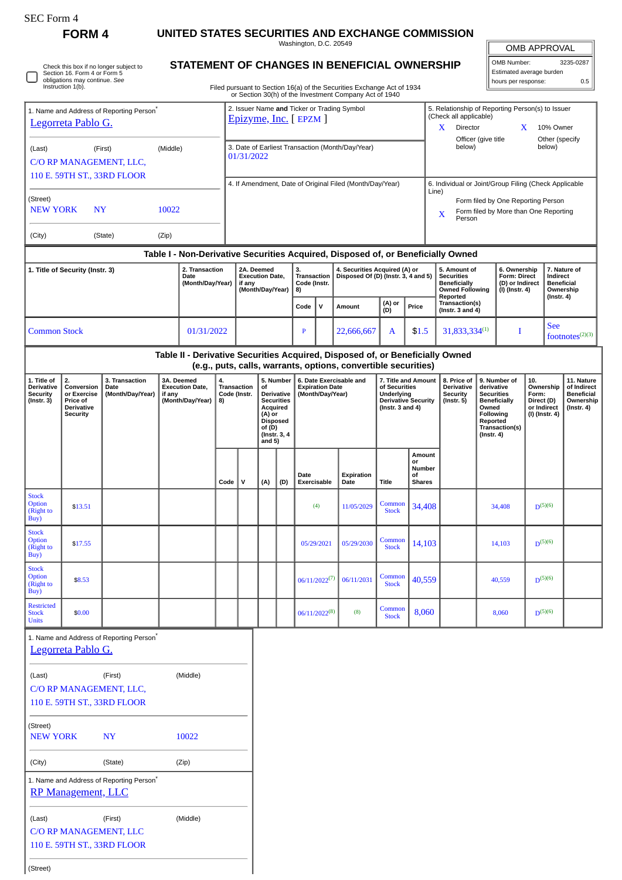SEC Form 4

# FORM 4

## UNITED STATES SECURITIES AND EXCHANGE COMMISSION

Washington, D.C. 20549

## STATEMENT OF CHANGES IN BENEFICIAL OWNERSHIP

Filed pursuant to Section 16(a) of the Securities Exchange Act of 1934 or Section 30(h) of the Investment Company Act of 1940

| OMB APPROVAL | |
|---|---|
| OMB Number: | 3235-0287 |
| Estimated average burden | |
| hours per response: | 0.5 |

☐ Check this box if no longer subject to Section 16. Form 4 or Form 5 obligations may continue. See Instruction 1(b).

1. Name and Address of Reporting Person*
Legorreta Pablo G.

(Last) (First) (Middle)
C/O RP MANAGEMENT, LLC,
110 E. 59TH ST., 33RD FLOOR

(Street)
NEW YORK NY 10022

(City) (State) (Zip)

2. Issuer Name **and** Ticker or Trading Symbol
Epizyme, Inc. [ EPZM ]

3. Date of Earliest Transaction (Month/Day/Year)
01/31/2022

4. If Amendment, Date of Original Filed (Month/Day/Year)

5. Relationship of Reporting Person(s) to Issuer (Check all applicable)
X Director X 10% Owner
Officer (give title below) Other (specify below)

6. Individual or Joint/Group Filing (Check Applicable Line)
Form filed by One Reporting Person
X Form filed by More than One Reporting Person

### Table I - Non-Derivative Securities Acquired, Disposed of, or Beneficially Owned

| 1. Title of Security (Instr. 3) | 2. Transaction Date (Month/Day/Year) | 2A. Deemed Execution Date, if any (Month/Day/Year) | 3. Transaction Code (Instr. 8) | | 4. Securities Acquired (A) or Disposed Of (D) (Instr. 3, 4 and 5) | | | 5. Amount of Securities Beneficially Owned Following Reported Transaction(s) (Instr. 3 and 4) | 6. Ownership Form: Direct (D) or Indirect (I) (Instr. 4) | 7. Nature of Indirect Beneficial Ownership (Instr. 4) |
|---|---|---|---|---|---|---|---|---|---|---|
| | | | Code | V | Amount | (A) or (D) | Price | | | |
| Common Stock | 01/31/2022 | | P | | 22,666,667 | A | $1.5 | 31,833,334[1] | I | See footnotes[2][3] |

### Table II - Derivative Securities Acquired, Disposed of, or Beneficially Owned (e.g., puts, calls, warrants, options, convertible securities)

| 1. Title of Derivative Security (Instr. 3) | 2. Conversion or Exercise Price of Derivative Security | 3. Transaction Date (Month/Day/Year) | 3A. Deemed Execution Date, if any (Month/Day/Year) | 4. Transaction Code (Instr. 8) | | 5. Number of Derivative Securities Acquired (A) or Disposed of (D) (Instr. 3, 4 and 5) | | 6. Date Exercisable and Expiration Date (Month/Day/Year) | | 7. Title and Amount of Securities Underlying Derivative Security (Instr. 3 and 4) | | 8. Price of Derivative Security (Instr. 5) | 9. Number of derivative Securities Beneficially Owned Following Reported Transaction(s) (Instr. 4) | 10. Ownership Form: Direct (D) or Indirect (I) (Instr. 4) | 11. Nature of Indirect Beneficial Ownership (Instr. 4) |
|---|---|---|---|---|---|---|---|---|---|---|---|---|---|---|---|
| | | | | Code | V | (A) | (D) | Date Exercisable | Expiration Date | Title | Amount or Number of Shares | | | | |
| Stock Option (Right to Buy) | $13.51 | | | | | | | (4) | 11/05/2029 | Common Stock | 34,408 | | 34,408 | D[5][6] | |
| Stock Option (Right to Buy) | $17.55 | | | | | | | 05/29/2021 | 05/29/2030 | Common Stock | 14,103 | | 14,103 | D[5][6] | |
| Stock Option (Right to Buy) | $8.53 | | | | | | | 06/11/2022[7] | 06/11/2031 | Common Stock | 40,559 | | 40,559 | D[5][6] | |
| Restricted Stock Units | $0.00 | | | | | | | 06/11/2022[8] | (8) | Common Stock | 8,060 | | 8,060 | D[5][6] | |

1. Name and Address of Reporting Person*
Legorreta Pablo G.

(Last) (First) (Middle)
C/O RP MANAGEMENT, LLC,
110 E. 59TH ST., 33RD FLOOR

(Street)
NEW YORK NY 10022

(City) (State) (Zip)

1. Name and Address of Reporting Person*
RP Management, LLC

(Last) (First) (Middle)
C/O RP MANAGEMENT, LLC
110 E. 59TH ST., 33RD FLOOR

(Street)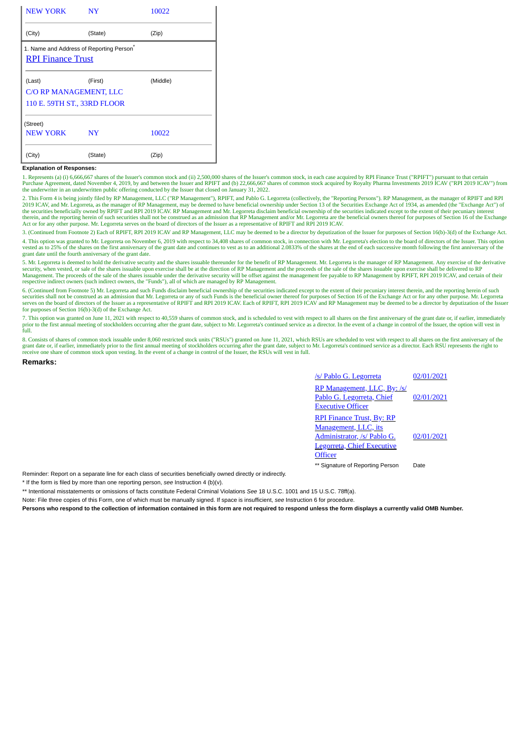| | | |
|---|---|---|
| NEW YORK | NY | 10022 |
| (City) | (State) | (Zip) |

| 1. Name and Address of Reporting Person* | | |
|---|---|---|
| RPI Finance Trust | | |
| (Last) | (First) | (Middle) |
| C/O RP MANAGEMENT, LLC<br>110 E. 59TH ST., 33RD FLOOR | | |
| (Street) | | |
| NEW YORK | NY | 10022 |
| (City) | (State) | (Zip) |

**Explanation of Responses:**

1. Represents (a) (i) 6,666,667 shares of the Issuer's common stock and (ii) 2,500,000 shares of the Issuer's common stock, in each case acquired by RPI Finance Trust ("RPIFT") pursuant to that certain Purchase Agreement, dated November 4, 2019, by and between the Issuer and RPIFT and (b) 22,666,667 shares of common stock acquired by Royalty Pharma Investments 2019 ICAV ("RPI 2019 ICAV") from the underwriter in an underwritten public offering conducted by the Issuer that closed on January 31, 2022.

2. This Form 4 is being jointly filed by RP Management, LLC ("RP Management"), RPIFT, and Pablo G. Legorreta (collectively, the "Reporting Persons"). RP Management, as the manager of RPIFT and RPI 2019 ICAV, and Mr. Legorreta, as the manager of RP Management, may be deemed to have beneficial ownership under Section 13 of the Securities Exchange Act of 1934, as amended (the "Exchange Act") of the securities beneficially owned by RPIFT and RPI 2019 ICAV. RP Management and Mr. Legorreta disclaim beneficial ownership of the securities indicated except to the extent of their pecuniary interest therein, and the reporting herein of such securities shall not be construed as an admission that RP Management and/or Mr. Legorreta are the beneficial owners thereof for purposes of Section 16 of the Exchange Act or for any other purpose. Mr. Legorreta serves on the board of directors of the Issuer as a representative of RPIFT and RPI 2019 ICAV.

3. (Continued from Footnote 2) Each of RPIFT, RPI 2019 ICAV and RP Management, LLC may be deemed to be a director by deputization of the Issuer for purposes of Section 16(b)-3(d) of the Exchange Act.

4. This option was granted to Mr. Legorreta on November 6, 2019 with respect to 34,408 shares of common stock, in connection with Mr. Legorreta's election to the board of directors of the Issuer. This option vested as to 25% of the shares on the first anniversary of the grant date and continues to vest as to an additional 2.0833% of the shares at the end of each successive month following the first anniversary of the grant date until the fourth anniversary of the grant date.

5. Mr. Legorreta is deemed to hold the derivative security and the shares issuable thereunder for the benefit of RP Management. Mr. Legorreta is the manager of RP Management. Any exercise of the derivative security, when vested, or sale of the shares issuable upon exercise shall be at the direction of RP Management and the proceeds of the sale of the shares issuable upon exercise shall be delivered to RP Management. The proceeds of the sale of the shares issuable under the derivative security will be offset against the management fee payable to RP Management by RPIFT, RPI 2019 ICAV, and certain of their respective indirect owners (such indirect owners, the "Funds"), all of which are managed by RP Management.

6. (Continued from Footnote 5) Mr. Legorreta and such Funds disclaim beneficial ownership of the securities indicated except to the extent of their pecuniary interest therein, and the reporting herein of such securities shall not be construed as an admission that Mr. Legorreta or any of such Funds is the beneficial owner thereof for purposes of Section 16 of the Exchange Act or for any other purpose. Mr. Legorreta serves on the board of directors of the Issuer as a representative of RPIFT and RPI 2019 ICAV. Each of RPIFT, RPI 2019 ICAV and RP Management may be deemed to be a director by deputization of the Issuer for purposes of Section 16(b)-3(d) of the Exchange Act.

7. This option was granted on June 11, 2021 with respect to 40,559 shares of common stock, and is scheduled to vest with respect to all shares on the first anniversary of the grant date or, if earlier, immediately prior to the first annual meeting of stockholders occurring after the grant date, subject to Mr. Legorreta's continued service as a director. In the event of a change in control of the Issuer, the option will vest in full.

8. Consists of shares of common stock issuable under 8,060 restricted stock units ("RSUs") granted on June 11, 2021, which RSUs are scheduled to vest with respect to all shares on the first anniversary of the grant date or, if earlier, immediately prior to the first annual meeting of stockholders occurring after the grant date, subject to Mr. Legorreta's continued service as a director. Each RSU represents the right to receive one share of common stock upon vesting. In the event of a change in control of the Issuer, the RSUs will vest in full.

**Remarks:**

| | |
|---|---|
| /s/ Pablo G. Legorreta | 02/01/2021 |
| RP Management, LLC, By: /s/ Pablo G. Legorreta, Chief Executive Officer | 02/01/2021 |
| RPI Finance Trust, By: RP Management, LLC, its Administrator, /s/ Pablo G. Legorreta, Chief Executive Officer | 02/01/2021 |
| ** Signature of Reporting Person | Date |

Reminder: Report on a separate line for each class of securities beneficially owned directly or indirectly.

* If the form is filed by more than one reporting person, *see* Instruction 4 (b)(v).

** Intentional misstatements or omissions of facts constitute Federal Criminal Violations *See* 18 U.S.C. 1001 and 15 U.S.C. 78ff(a).

Note: File three copies of this Form, one of which must be manually signed. If space is insufficient, *see* Instruction 6 for procedure.

**Persons who respond to the collection of information contained in this form are not required to respond unless the form displays a currently valid OMB Number.**